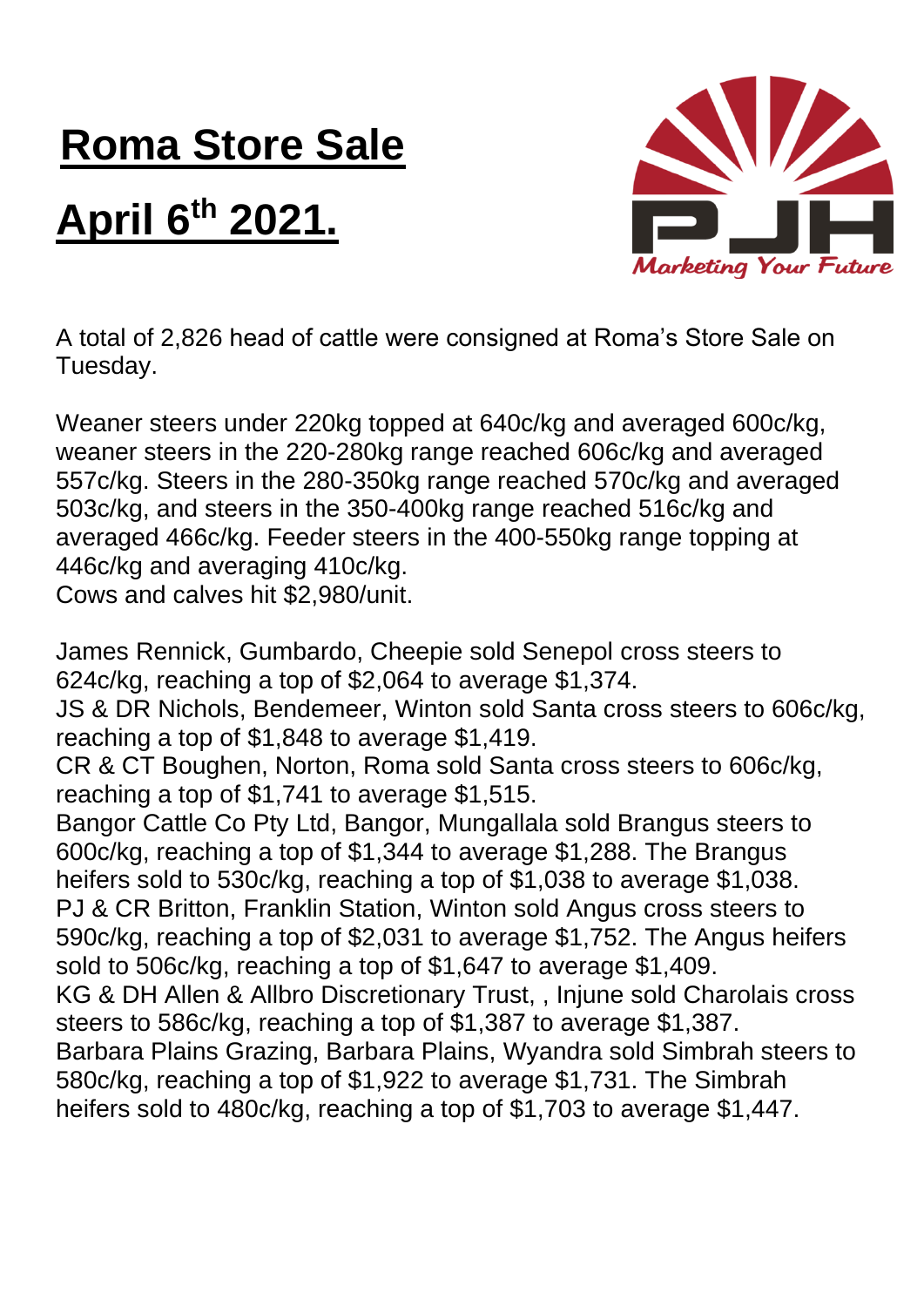# Roma Store Sale

# April 6th 2021.

A total of 2,826 head of cattle were consigned at Roma's Store Sale on Tuesday.

Weaner steers under 220kg topped at 640c/kg and averaged 600c/kg, weaner steers in the 220-280kg range reached 606c/kg and averaged 557c/kg. Steers in the 280-350kg range reached 570c/kg and averaged 503c/kg, and steers in the 350-400kg range reached 516c/kg and averaged 466c/kg. Feeder steers in the 400-550kg range topping at 446c/kg and averaging 410c/kg.
Cows and calves hit $2,980/unit.

James Rennick, Gumbardo, Cheepie sold Senepol cross steers to 624c/kg, reaching a top of $2,064 to average $1,374.
JS & DR Nichols, Bendemeer, Winton sold Santa cross steers to 606c/kg, reaching a top of $1,848 to average $1,419.
CR & CT Boughen, Norton, Roma sold Santa cross steers to 606c/kg, reaching a top of $1,741 to average $1,515.
Bangor Cattle Co Pty Ltd, Bangor, Mungallala sold Brangus steers to 600c/kg, reaching a top of $1,344 to average $1,288. The Brangus heifers sold to 530c/kg, reaching a top of $1,038 to average $1,038.
PJ & CR Britton, Franklin Station, Winton sold Angus cross steers to 590c/kg, reaching a top of $2,031 to average $1,752. The Angus heifers sold to 506c/kg, reaching a top of $1,647 to average $1,409.
KG & DH Allen & Allbro Discretionary Trust, , Injune sold Charolais cross steers to 586c/kg, reaching a top of $1,387 to average $1,387.
Barbara Plains Grazing, Barbara Plains, Wyandra sold Simbrah steers to 580c/kg, reaching a top of $1,922 to average $1,731. The Simbrah heifers sold to 480c/kg, reaching a top of $1,703 to average $1,447.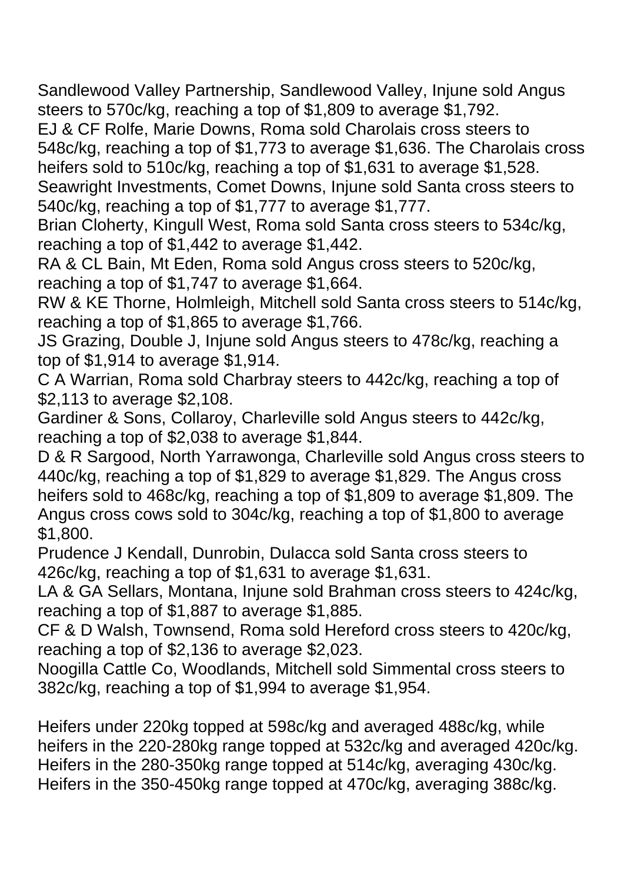Sandlewood Valley Partnership, Sandlewood Valley, Injune sold Angus steers to 570c/kg, reaching a top of $1,809 to average $1,792.

EJ & CF Rolfe, Marie Downs, Roma sold Charolais cross steers to 548c/kg, reaching a top of $1,773 to average $1,636. The Charolais cross heifers sold to 510c/kg, reaching a top of $1,631 to average $1,528.

Seawright Investments, Comet Downs, Injune sold Santa cross steers to 540c/kg, reaching a top of $1,777 to average $1,777.

Brian Cloherty, Kingull West, Roma sold Santa cross steers to 534c/kg, reaching a top of $1,442 to average $1,442.

RA & CL Bain, Mt Eden, Roma sold Angus cross steers to 520c/kg, reaching a top of $1,747 to average $1,664.

RW & KE Thorne, Holmleigh, Mitchell sold Santa cross steers to 514c/kg, reaching a top of $1,865 to average $1,766.

JS Grazing, Double J, Injune sold Angus steers to 478c/kg, reaching a top of $1,914 to average $1,914.

C A Warrian, Roma sold Charbray steers to 442c/kg, reaching a top of $2,113 to average $2,108.

Gardiner & Sons, Collaroy, Charleville sold Angus steers to 442c/kg, reaching a top of $2,038 to average $1,844.

D & R Sargood, North Yarrawonga, Charleville sold Angus cross steers to 440c/kg, reaching a top of $1,829 to average $1,829. The Angus cross heifers sold to 468c/kg, reaching a top of $1,809 to average $1,809. The Angus cross cows sold to 304c/kg, reaching a top of $1,800 to average $1,800.

Prudence J Kendall, Dunrobin, Dulacca sold Santa cross steers to 426c/kg, reaching a top of $1,631 to average $1,631.

LA & GA Sellars, Montana, Injune sold Brahman cross steers to 424c/kg, reaching a top of $1,887 to average $1,885.

CF & D Walsh, Townsend, Roma sold Hereford cross steers to 420c/kg, reaching a top of $2,136 to average $2,023.

Noogilla Cattle Co, Woodlands, Mitchell sold Simmental cross steers to 382c/kg, reaching a top of $1,994 to average $1,954.

Heifers under 220kg topped at 598c/kg and averaged 488c/kg, while heifers in the 220-280kg range topped at 532c/kg and averaged 420c/kg. Heifers in the 280-350kg range topped at 514c/kg, averaging 430c/kg. Heifers in the 350-450kg range topped at 470c/kg, averaging 388c/kg.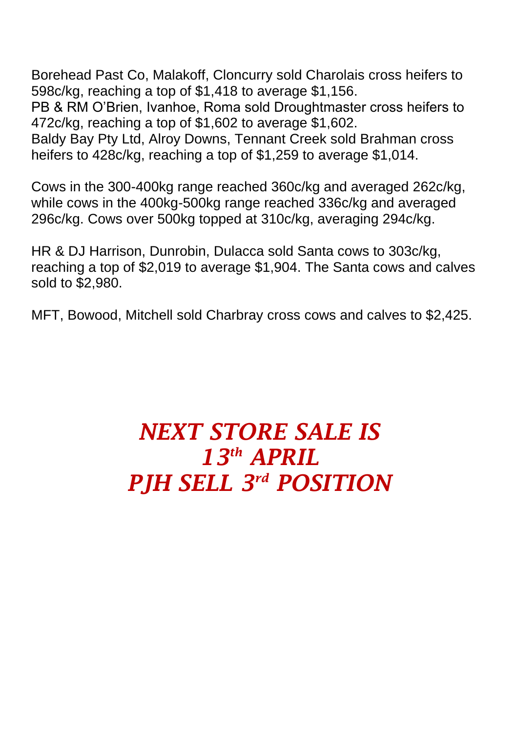Borehead Past Co, Malakoff, Cloncurry sold Charolais cross heifers to 598c/kg, reaching a top of $1,418 to average $1,156.
PB & RM O'Brien, Ivanhoe, Roma sold Droughtmaster cross heifers to 472c/kg, reaching a top of $1,602 to average $1,602.
Baldy Bay Pty Ltd, Alroy Downs, Tennant Creek sold Brahman cross heifers to 428c/kg, reaching a top of $1,259 to average $1,014.

Cows in the 300-400kg range reached 360c/kg and averaged 262c/kg, while cows in the 400kg-500kg range reached 336c/kg and averaged 296c/kg. Cows over 500kg topped at 310c/kg, averaging 294c/kg.

HR & DJ Harrison, Dunrobin, Dulacca sold Santa cows to 303c/kg, reaching a top of $2,019 to average $1,904. The Santa cows and calves sold to $2,980.

MFT, Bowood, Mitchell sold Charbray cross cows and calves to $2,425.

***NEXT STORE SALE IS***
***13th APRIL***
***PJH SELL 3rd POSITION***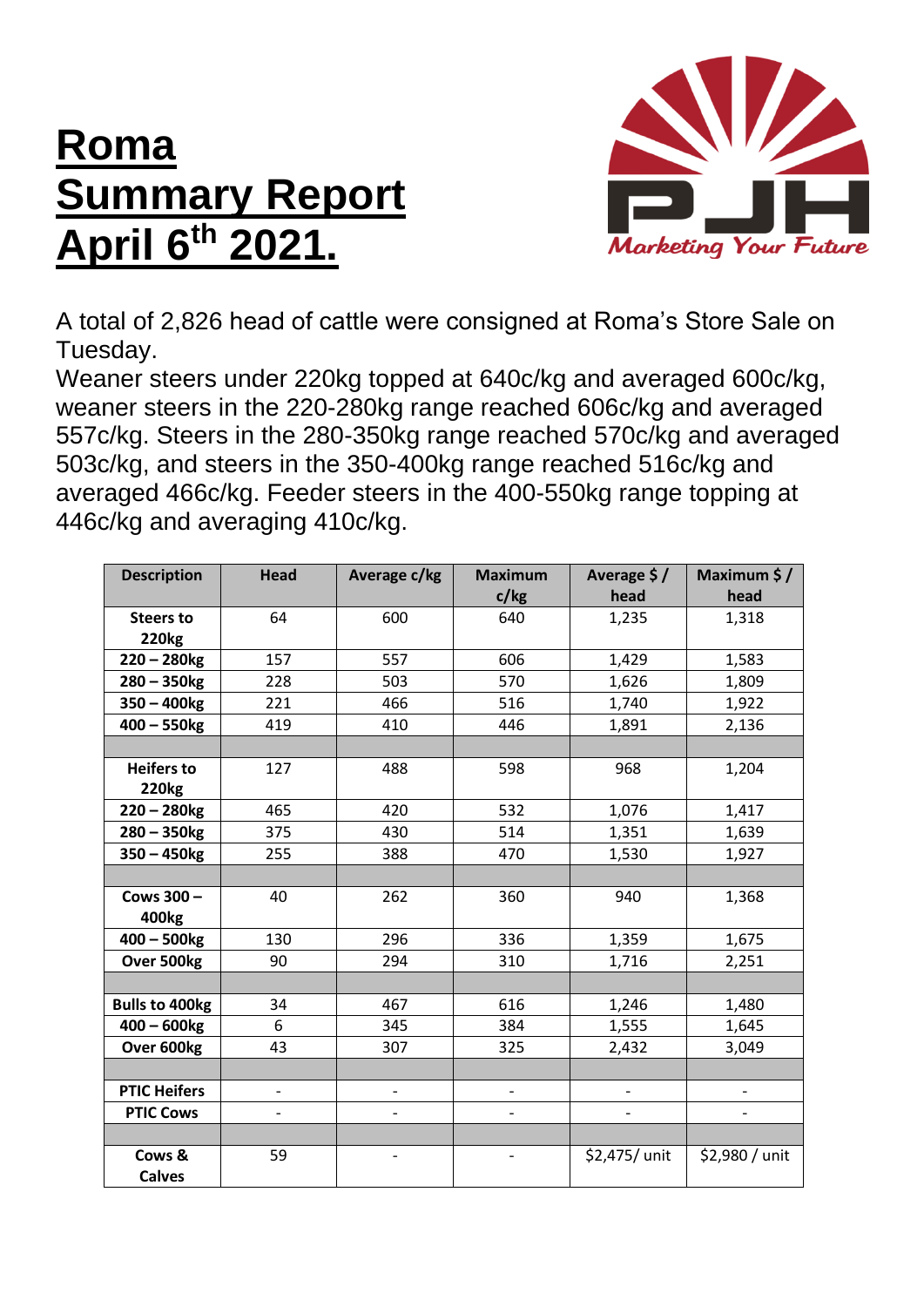# Roma Summary Report April 6th 2021.

PJH Marketing Your Future

A total of 2,826 head of cattle were consigned at Roma's Store Sale on Tuesday.

Weaner steers under 220kg topped at 640c/kg and averaged 600c/kg, weaner steers in the 220-280kg range reached 606c/kg and averaged 557c/kg. Steers in the 280-350kg range reached 570c/kg and averaged 503c/kg, and steers in the 350-400kg range reached 516c/kg and averaged 466c/kg. Feeder steers in the 400-550kg range topping at 446c/kg and averaging 410c/kg.

| Description | Head | Average c/kg | Maximum c/kg | Average $ / head | Maximum $ / head |
|---|---|---|---|---|---|
| Steers to 220kg | 64 | 600 | 640 | 1,235 | 1,318 |
| 220 – 280kg | 157 | 557 | 606 | 1,429 | 1,583 |
| 280 – 350kg | 228 | 503 | 570 | 1,626 | 1,809 |
| 350 – 400kg | 221 | 466 | 516 | 1,740 | 1,922 |
| 400 – 550kg | 419 | 410 | 446 | 1,891 | 2,136 |
| | | | | | |
| Heifers to 220kg | 127 | 488 | 598 | 968 | 1,204 |
| 220 – 280kg | 465 | 420 | 532 | 1,076 | 1,417 |
| 280 – 350kg | 375 | 430 | 514 | 1,351 | 1,639 |
| 350 – 450kg | 255 | 388 | 470 | 1,530 | 1,927 |
| | | | | | |
| Cows 300 – 400kg | 40 | 262 | 360 | 940 | 1,368 |
| 400 – 500kg | 130 | 296 | 336 | 1,359 | 1,675 |
| Over 500kg | 90 | 294 | 310 | 1,716 | 2,251 |
| | | | | | |
| Bulls to 400kg | 34 | 467 | 616 | 1,246 | 1,480 |
| 400 – 600kg | 6 | 345 | 384 | 1,555 | 1,645 |
| Over 600kg | 43 | 307 | 325 | 2,432 | 3,049 |
| | | | | | |
| PTIC Heifers | - | - | - | - | - |
| PTIC Cows | - | - | - | - | - |
| | | | | | |
| Cows & Calves | 59 | - | - | $2,475/ unit | $2,980 / unit |